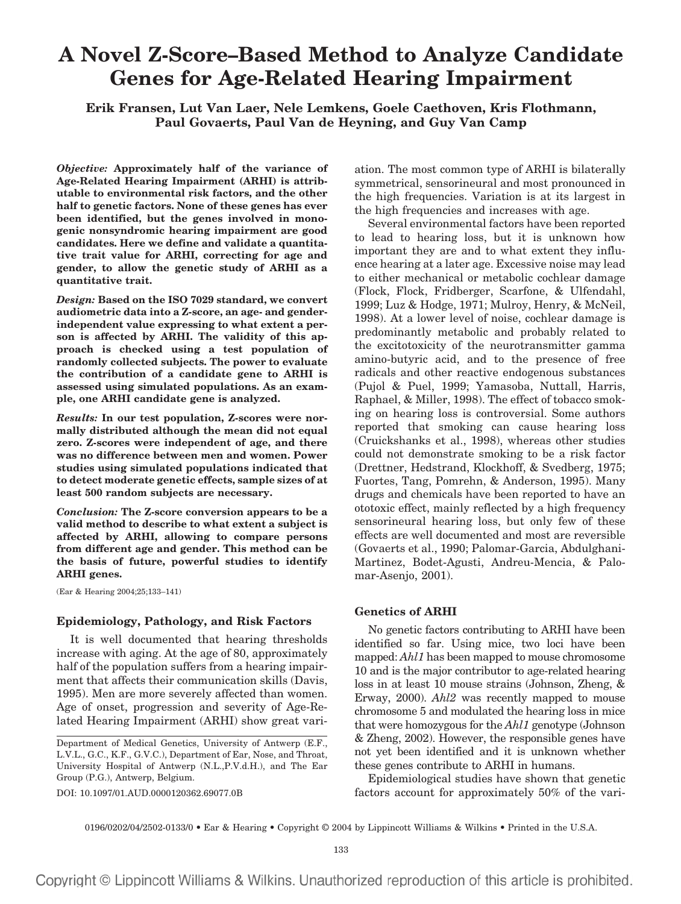# A Novel Z-Score–Based Method to Analyze Candidate Genes for Age-Related Hearing Impairment

**Erik Fransen, Lut Van Laer, Nele Lemkens, Goele Caethoven, Kris Flothmann, Paul Govaerts, Paul Van de Heyning, and Guy Van Camp**

*Objective:* **Approximately half of the variance of Age-Related Hearing Impairment (ARHI) is attributable to environmental risk factors, and the other half to genetic factors. None of these genes has ever been identified, but the genes involved in monogenic nonsyndromic hearing impairment are good candidates. Here we define and validate a quantitative trait value for ARHI, correcting for age and gender, to allow the genetic study of ARHI as a quantitative trait.**

*Design:* **Based on the ISO 7029 standard, we convert audiometric data into a Z-score, an age- and gender-independent value expressing to what extent a person is affected by ARHI. The validity of this approach is checked using a test population of randomly collected subjects. The power to evaluate the contribution of a candidate gene to ARHI is assessed using simulated populations. As an example, one ARHI candidate gene is analyzed.**

*Results:* **In our test population, Z-scores were normally distributed although the mean did not equal zero. Z-scores were independent of age, and there was no difference between men and women. Power studies using simulated populations indicated that to detect moderate genetic effects, sample sizes of at least 500 random subjects are necessary.**

*Conclusion:* **The Z-score conversion appears to be a valid method to describe to what extent a subject is affected by ARHI, allowing to compare persons from different age and gender. This method can be the basis of future, powerful studies to identify ARHI genes.**

(Ear & Hearing 2004;25;133–141)

### Epidemiology, Pathology, and Risk Factors

It is well documented that hearing thresholds increase with aging. At the age of 80, approximately half of the population suffers from a hearing impairment that affects their communication skills (Davis, 1995). Men are more severely affected than women. Age of onset, progression and severity of Age-Related Hearing Impairment (ARHI) show great variation. The most common type of ARHI is bilaterally symmetrical, sensorineural and most pronounced in the high frequencies. Variation is at its largest in the high frequencies and increases with age.

Several environmental factors have been reported to lead to hearing loss, but it is unknown how important they are and to what extent they influence hearing at a later age. Excessive noise may lead to either mechanical or metabolic cochlear damage (Flock, Flock, Fridberger, Scarfone, & Ulfendahl, 1999; Luz & Hodge, 1971; Mulroy, Henry, & McNeil, 1998). At a lower level of noise, cochlear damage is predominantly metabolic and probably related to the excitotoxicity of the neurotransmitter gamma amino-butyric acid, and to the presence of free radicals and other reactive endogenous substances (Pujol & Puel, 1999; Yamasoba, Nuttall, Harris, Raphael, & Miller, 1998). The effect of tobacco smoking on hearing loss is controversial. Some authors reported that smoking can cause hearing loss (Cruickshanks et al., 1998), whereas other studies could not demonstrate smoking to be a risk factor (Drettner, Hedstrand, Klockhoff, & Svedberg, 1975; Fuortes, Tang, Pomrehn, & Anderson, 1995). Many drugs and chemicals have been reported to have an ototoxic effect, mainly reflected by a high frequency sensorineural hearing loss, but only few of these effects are well documented and most are reversible (Govaerts et al., 1990; Palomar-Garcia, Abdulghani-Martinez, Bodet-Agusti, Andreu-Mencia, & Palomar-Asenjo, 2001).

### Genetics of ARHI

No genetic factors contributing to ARHI have been identified so far. Using mice, two loci have been mapped: *Ahl1* has been mapped to mouse chromosome 10 and is the major contributor to age-related hearing loss in at least 10 mouse strains (Johnson, Zheng, & Erway, 2000). *Ahl2* was recently mapped to mouse chromosome 5 and modulated the hearing loss in mice that were homozygous for the *Ahl1* genotype (Johnson & Zheng, 2002). However, the responsible genes have not yet been identified and it is unknown whether these genes contribute to ARHI in humans.

Epidemiological studies have shown that genetic factors account for approximately 50% of the vari-

Department of Medical Genetics, University of Antwerp (E.F., L.V.L., G.C., K.F., G.V.C.), Department of Ear, Nose, and Throat, University Hospital of Antwerp (N.L.,P.V.d.H.), and The Ear Group (P.G.), Antwerp, Belgium.

DOI: 10.1097/01.AUD.0000120362.69077.0B

0196/0202/04/2502-0133/0 • Ear & Hearing • Copyright © 2004 by Lippincott Williams & Wilkins • Printed in the U.S.A.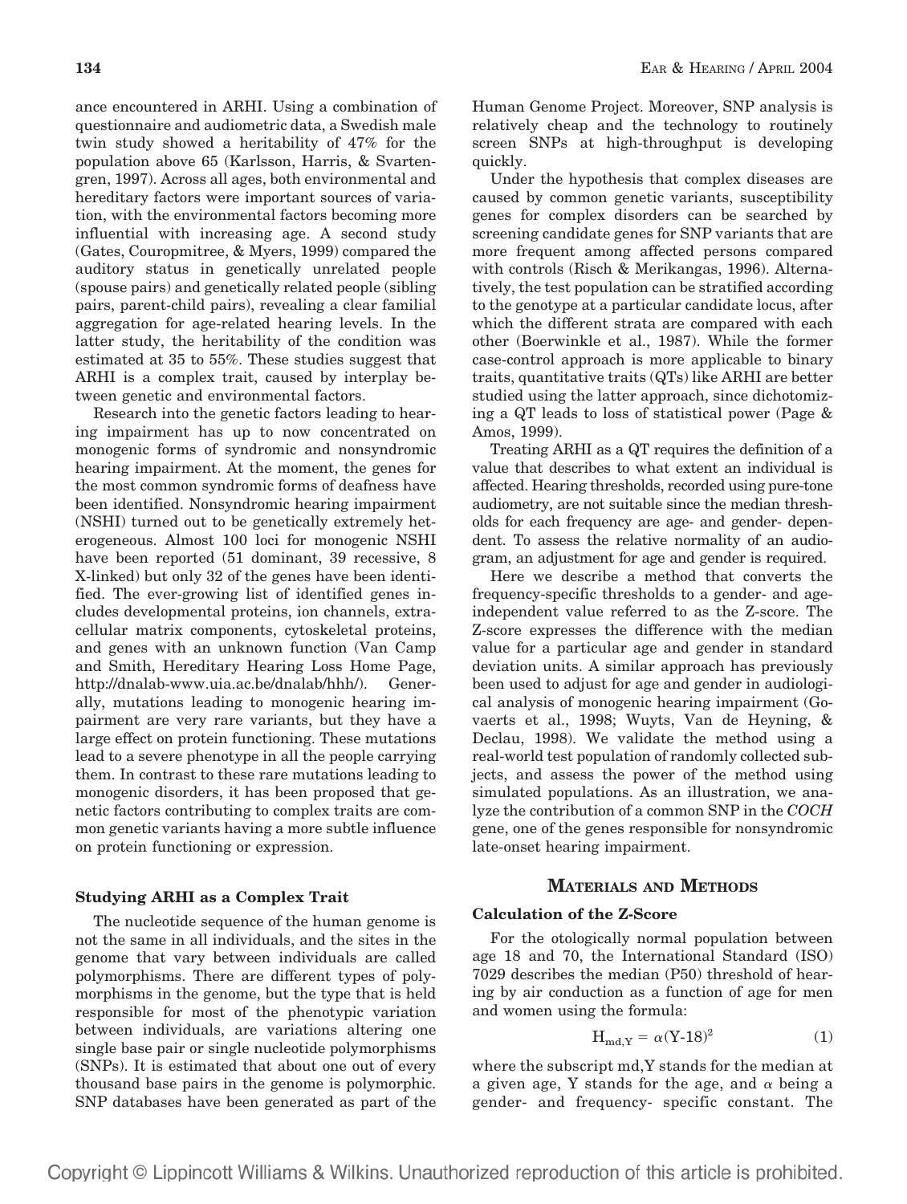ance encountered in ARHI. Using a combination of questionnaire and audiometric data, a Swedish male twin study showed a heritability of 47% for the population above 65 (Karlsson, Harris, & Svartengren, 1997). Across all ages, both environmental and hereditary factors were important sources of variation, with the environmental factors becoming more influential with increasing age. A second study (Gates, Couropmitree, & Myers, 1999) compared the auditory status in genetically unrelated people (spouse pairs) and genetically related people (sibling pairs, parent-child pairs), revealing a clear familial aggregation for age-related hearing levels. In the latter study, the heritability of the condition was estimated at 35 to 55%. These studies suggest that ARHI is a complex trait, caused by interplay between genetic and environmental factors.

Research into the genetic factors leading to hearing impairment has up to now concentrated on monogenic forms of syndromic and nonsyndromic hearing impairment. At the moment, the genes for the most common syndromic forms of deafness have been identified. Nonsyndromic hearing impairment (NSHI) turned out to be genetically extremely heterogeneous. Almost 100 loci for monogenic NSHI have been reported (51 dominant, 39 recessive, 8 X-linked) but only 32 of the genes have been identified. The ever-growing list of identified genes includes developmental proteins, ion channels, extracellular matrix components, cytoskeletal proteins, and genes with an unknown function (Van Camp and Smith, Hereditary Hearing Loss Home Page, http://dnalab-www.uia.ac.be/dnalab/hhh/). Generally, mutations leading to monogenic hearing impairment are very rare variants, but they have a large effect on protein functioning. These mutations lead to a severe phenotype in all the people carrying them. In contrast to these rare mutations leading to monogenic disorders, it has been proposed that genetic factors contributing to complex traits are common genetic variants having a more subtle influence on protein functioning or expression.

### Studying ARHI as a Complex Trait

The nucleotide sequence of the human genome is not the same in all individuals, and the sites in the genome that vary between individuals are called polymorphisms. There are different types of polymorphisms in the genome, but the type that is held responsible for most of the phenotypic variation between individuals, are variations altering one single base pair or single nucleotide polymorphisms (SNPs). It is estimated that about one out of every thousand base pairs in the genome is polymorphic. SNP databases have been generated as part of the Human Genome Project. Moreover, SNP analysis is relatively cheap and the technology to routinely screen SNPs at high-throughput is developing quickly.

Under the hypothesis that complex diseases are caused by common genetic variants, susceptibility genes for complex disorders can be searched by screening candidate genes for SNP variants that are more frequent among affected persons compared with controls (Risch & Merikangas, 1996). Alternatively, the test population can be stratified according to the genotype at a particular candidate locus, after which the different strata are compared with each other (Boerwinkle et al., 1987). While the former case-control approach is more applicable to binary traits, quantitative traits (QTs) like ARHI are better studied using the latter approach, since dichotomizing a QT leads to loss of statistical power (Page & Amos, 1999).

Treating ARHI as a QT requires the definition of a value that describes to what extent an individual is affected. Hearing thresholds, recorded using pure-tone audiometry, are not suitable since the median thresholds for each frequency are age- and gender-dependent. To assess the relative normality of an audiogram, an adjustment for age and gender is required.

Here we describe a method that converts the frequency-specific thresholds to a gender- and age-independent value referred to as the Z-score. The Z-score expresses the difference with the median value for a particular age and gender in standard deviation units. A similar approach has previously been used to adjust for age and gender in audiological analysis of monogenic hearing impairment (Govaerts et al., 1998; Wuyts, Van de Heyning, & Declau, 1998). We validate the method using a real-world test population of randomly collected subjects, and assess the power of the method using simulated populations. As an illustration, we analyze the contribution of a common SNP in the *COCH* gene, one of the genes responsible for nonsyndromic late-onset hearing impairment.

## MATERIALS AND METHODS

### Calculation of the Z-Score

For the otologically normal population between age 18 and 70, the International Standard (ISO) 7029 describes the median (P50) threshold of hearing by air conduction as a function of age for men and women using the formula:

$$H_{md,Y} = \alpha(Y\text{-}18)^2 \qquad (1)$$

where the subscript md,Y stands for the median at a given age, Y stands for the age, and $\alpha$ being a gender- and frequency- specific constant. The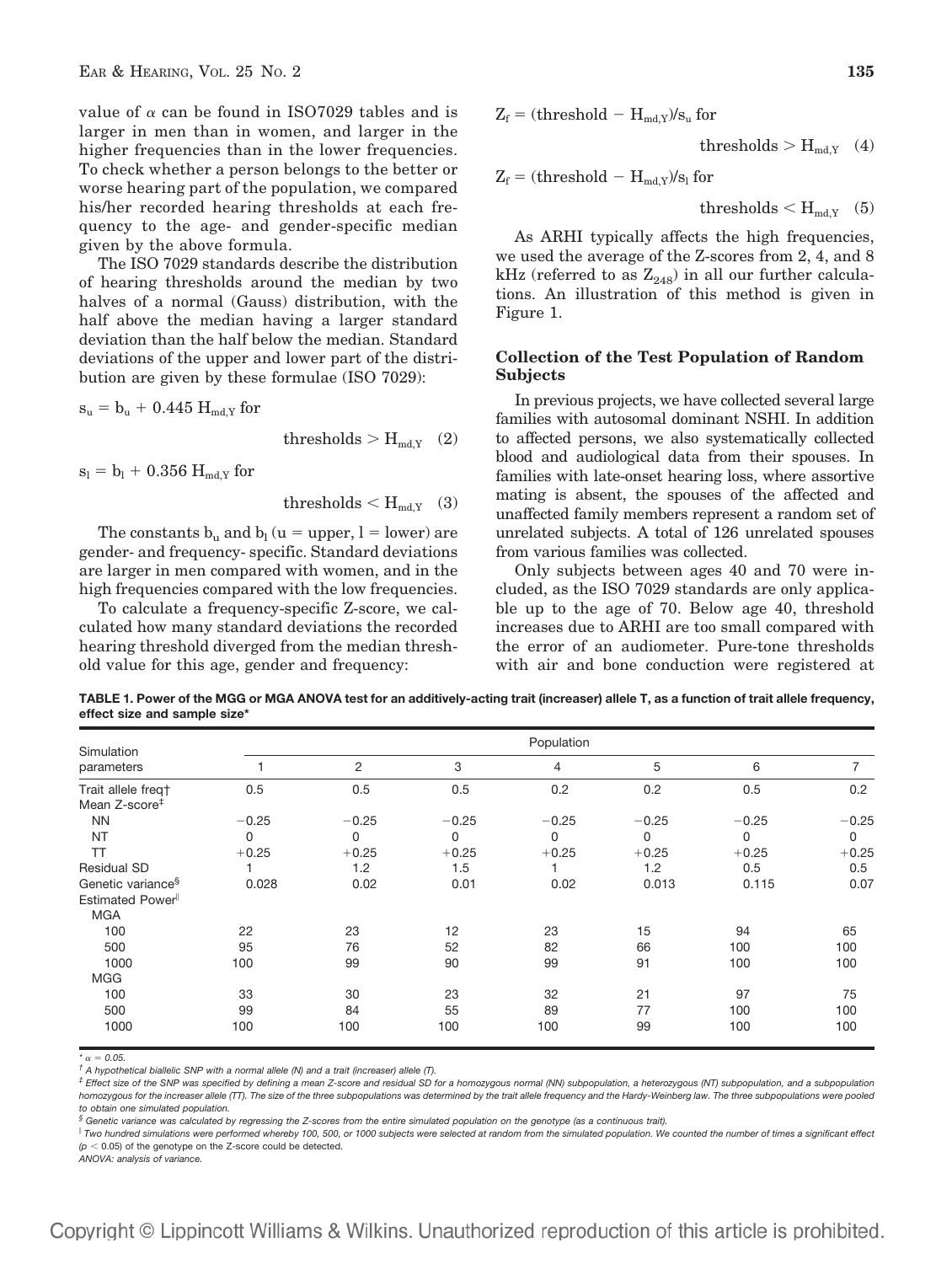value of $\alpha$ can be found in ISO7029 tables and is larger in men than in women, and larger in the higher frequencies than in the lower frequencies. To check whether a person belongs to the better or worse hearing part of the population, we compared his/her recorded hearing thresholds at each frequency to the age- and gender-specific median given by the above formula.

The ISO 7029 standards describe the distribution of hearing thresholds around the median by two halves of a normal (Gauss) distribution, with the half above the median having a larger standard deviation than the half below the median. Standard deviations of the upper and lower part of the distribution are given by these formulae (ISO 7029):

$$s_u = b_u + 0.445\ H_{md,Y} \text{ for thresholds} > H_{md,Y} \quad (2)$$

$$s_l = b_l + 0.356\ H_{md,Y} \text{ for thresholds} < H_{md,Y} \quad (3)$$

The constants $b_u$ and $b_l$ (u = upper, l = lower) are gender- and frequency- specific. Standard deviations are larger in men compared with women, and in the high frequencies compared with the low frequencies.

To calculate a frequency-specific Z-score, we calculated how many standard deviations the recorded hearing threshold diverged from the median threshold value for this age, gender and frequency:

$$Z_f = (\text{threshold} - H_{md,Y})/s_u \text{ for thresholds} > H_{md,Y} \quad (4)$$

$$Z_f = (\text{threshold} - H_{md,Y})/s_l \text{ for thresholds} < H_{md,Y} \quad (5)$$

As ARHI typically affects the high frequencies, we used the average of the Z-scores from 2, 4, and 8 kHz (referred to as $Z_{248}$) in all our further calculations. An illustration of this method is given in Figure 1.

### Collection of the Test Population of Random Subjects

In previous projects, we have collected several large families with autosomal dominant NSHI. In addition to affected persons, we also systematically collected blood and audiological data from their spouses. In families with late-onset hearing loss, where assortive mating is absent, the spouses of the affected and unaffected family members represent a random set of unrelated subjects. A total of 126 unrelated spouses from various families was collected.

Only subjects between ages 40 and 70 were included, as the ISO 7029 standards are only applicable up to the age of 70. Below age 40, threshold increases due to ARHI are too small compared with the error of an audiometer. Pure-tone thresholds with air and bone conduction were registered at

**TABLE 1. Power of the MGG or MGA ANOVA test for an additively-acting trait (increaser) allele T, as a function of trait allele frequency, effect size and sample size***

| Simulation parameters | Population | | | | | | |
|---|---|---|---|---|---|---|---|
| | 1 | 2 | 3 | 4 | 5 | 6 | 7 |
| Trait allele freq† | 0.5 | 0.5 | 0.5 | 0.2 | 0.2 | 0.5 | 0.2 |
| Mean Z-score‡ | | | | | | | |
| NN | −0.25 | −0.25 | −0.25 | −0.25 | −0.25 | −0.25 | −0.25 |
| NT | 0 | 0 | 0 | 0 | 0 | 0 | 0 |
| TT | +0.25 | +0.25 | +0.25 | +0.25 | +0.25 | +0.25 | +0.25 |
| Residual SD | 1 | 1.2 | 1.5 | 1 | 1.2 | 0.5 | 0.5 |
| Genetic variance§ | 0.028 | 0.02 | 0.01 | 0.02 | 0.013 | 0.115 | 0.07 |
| Estimated Power‖ | | | | | | | |
| MGA | | | | | | | |
| 100 | 22 | 23 | 12 | 23 | 15 | 94 | 65 |
| 500 | 95 | 76 | 52 | 82 | 66 | 100 | 100 |
| 1000 | 100 | 99 | 90 | 99 | 91 | 100 | 100 |
| MGG | | | | | | | |
| 100 | 33 | 30 | 23 | 32 | 21 | 97 | 75 |
| 500 | 99 | 84 | 55 | 89 | 77 | 100 | 100 |
| 1000 | 100 | 100 | 100 | 100 | 99 | 100 | 100 |

*$\alpha = 0.05$.

† A hypothetical biallelic SNP with a normal allele (N) and a trait (increaser) allele (T).

‡ Effect size of the SNP was specified by defining a mean Z-score and residual SD for a homozygous normal (NN) subpopulation, a heterozygous (NT) subpopulation, and a subpopulation homozygous for the increaser allele (TT). The size of the three subpopulations was determined by the trait allele frequency and the Hardy-Weinberg law. The three subpopulations were pooled to obtain one simulated population.

§ Genetic variance was calculated by regressing the Z-scores from the entire simulated population on the genotype (as a continuous trait).

‖ Two hundred simulations were performed whereby 100, 500, or 1000 subjects were selected at random from the simulated population. We counted the number of times a significant effect ($p < 0.05$) of the genotype on the Z-score could be detected.

ANOVA: analysis of variance.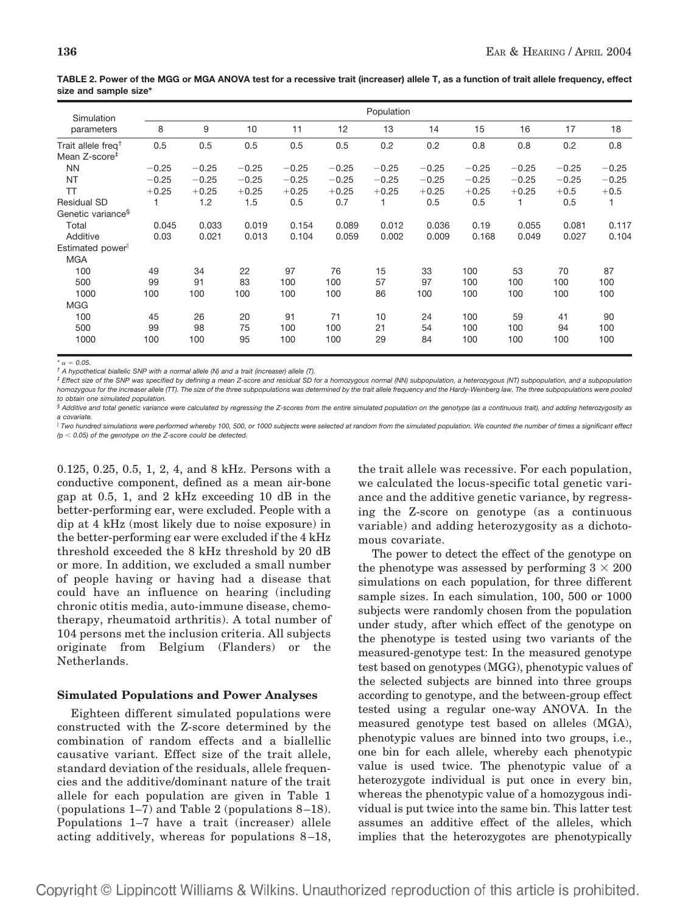**TABLE 2. Power of the MGG or MGA ANOVA test for a recessive trait (increaser) allele T, as a function of trait allele frequency, effect size and sample size***

| Simulation parameters | Population | | | | | | | | | | |
|---|---|---|---|---|---|---|---|---|---|---|---|
| | 8 | 9 | 10 | 11 | 12 | 13 | 14 | 15 | 16 | 17 | 18 |
| Trait allele freq† | 0.5 | 0.5 | 0.5 | 0.5 | 0.5 | 0.2 | 0.2 | 0.8 | 0.8 | 0.2 | 0.8 |
| Mean Z-score‡ | | | | | | | | | | | |
| NN | −0.25 | −0.25 | −0.25 | −0.25 | −0.25 | −0.25 | −0.25 | −0.25 | −0.25 | −0.25 | −0.25 |
| NT | −0.25 | −0.25 | −0.25 | −0.25 | −0.25 | −0.25 | −0.25 | −0.25 | −0.25 | −0.25 | −0.25 |
| TT | +0.25 | +0.25 | +0.25 | +0.25 | +0.25 | +0.25 | +0.25 | +0.25 | +0.25 | +0.5 | +0.5 |
| Residual SD | 1 | 1.2 | 1.5 | 0.5 | 0.7 | 1 | 0.5 | 0.5 | 1 | 0.5 | 1 |
| Genetic variance§ | | | | | | | | | | | |
| Total | 0.045 | 0.033 | 0.019 | 0.154 | 0.089 | 0.012 | 0.036 | 0.19 | 0.055 | 0.081 | 0.117 |
| Additive | 0.03 | 0.021 | 0.013 | 0.104 | 0.059 | 0.002 | 0.009 | 0.168 | 0.049 | 0.027 | 0.104 |
| Estimated power‖ | | | | | | | | | | | |
| MGA | | | | | | | | | | | |
| 100 | 49 | 34 | 22 | 97 | 76 | 15 | 33 | 100 | 53 | 70 | 87 |
| 500 | 99 | 91 | 83 | 100 | 100 | 57 | 97 | 100 | 100 | 100 | 100 |
| 1000 | 100 | 100 | 100 | 100 | 100 | 86 | 100 | 100 | 100 | 100 | 100 |
| MGG | | | | | | | | | | | |
| 100 | 45 | 26 | 20 | 91 | 71 | 10 | 24 | 100 | 59 | 41 | 90 |
| 500 | 99 | 98 | 75 | 100 | 100 | 21 | 54 | 100 | 100 | 94 | 100 |
| 1000 | 100 | 100 | 95 | 100 | 100 | 29 | 84 | 100 | 100 | 100 | 100 |

\* $\alpha = 0.05$.

† A hypothetical biallelic SNP with a normal allele (N) and a trait (increaser) allele (T).

‡ Effect size of the SNP was specified by defining a mean Z-score and residual SD for a homozygous normal (NN) subpopulation, a heterozygous (NT) subpopulation, and a subpopulation homozygous for the increaser allele (TT). The size of the three subpopulations was determined by the trait allele frequency and the Hardy-Weinberg law. The three subpopulations were pooled to obtain one simulated population.

§ Additive and total genetic variance were calculated by regressing the Z-scores from the entire simulated population on the genotype (as a continuous trait), and adding heterozygosity as a covariate.

‖ Two hundred simulations were performed whereby 100, 500, or 1000 subjects were selected at random from the simulated population. We counted the number of times a significant effect ($p < 0.05$) of the genotype on the Z-score could be detected.

0.125, 0.25, 0.5, 1, 2, 4, and 8 kHz. Persons with a conductive component, defined as a mean air-bone gap at 0.5, 1, and 2 kHz exceeding 10 dB in the better-performing ear, were excluded. People with a dip at 4 kHz (most likely due to noise exposure) in the better-performing ear were excluded if the 4 kHz threshold exceeded the 8 kHz threshold by 20 dB or more. In addition, we excluded a small number of people having or having had a disease that could have an influence on hearing (including chronic otitis media, auto-immune disease, chemotherapy, rheumatoid arthritis). A total number of 104 persons met the inclusion criteria. All subjects originate from Belgium (Flanders) or the Netherlands.

### Simulated Populations and Power Analyses

Eighteen different simulated populations were constructed with the Z-score determined by the combination of random effects and a biallellic causative variant. Effect size of the trait allele, standard deviation of the residuals, allele frequencies and the additive/dominant nature of the trait allele for each population are given in Table 1 (populations 1–7) and Table 2 (populations 8–18). Populations 1–7 have a trait (increaser) allele acting additively, whereas for populations 8–18, the trait allele was recessive. For each population, we calculated the locus-specific total genetic variance and the additive genetic variance, by regressing the Z-score on genotype (as a continuous variable) and adding heterozygosity as a dichotomous covariate.

The power to detect the effect of the genotype on the phenotype was assessed by performing $3 \times 200$ simulations on each population, for three different sample sizes. In each simulation, 100, 500 or 1000 subjects were randomly chosen from the population under study, after which effect of the genotype on the phenotype is tested using two variants of the measured-genotype test: In the measured genotype test based on genotypes (MGG), phenotypic values of the selected subjects are binned into three groups according to genotype, and the between-group effect tested using a regular one-way ANOVA. In the measured genotype test based on alleles (MGA), phenotypic values are binned into two groups, i.e., one bin for each allele, whereby each phenotypic value is used twice. The phenotypic value of a heterozygote individual is put once in every bin, whereas the phenotypic value of a homozygous individual is put twice into the same bin. This latter test assumes an additive effect of the alleles, which implies that the heterozygotes are phenotypically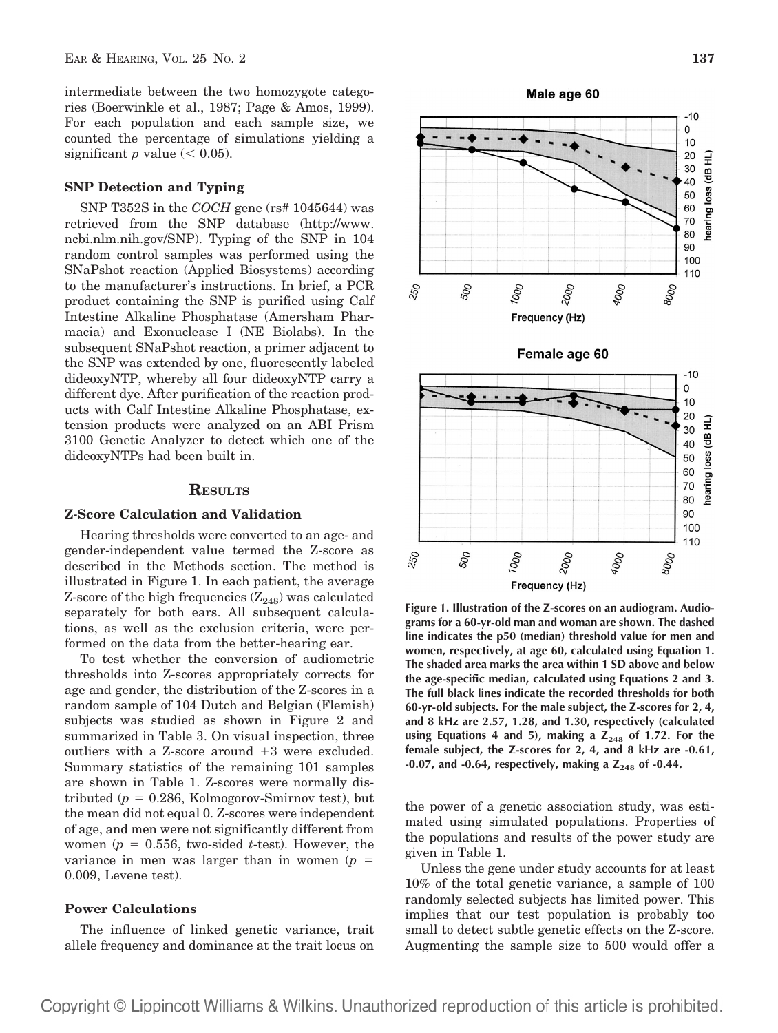intermediate between the two homozygote categories (Boerwinkle et al., 1987; Page & Amos, 1999). For each population and each sample size, we counted the percentage of simulations yielding a significant $p$ value ($< 0.05$).

### SNP Detection and Typing

SNP T352S in the *COCH* gene (rs# 1045644) was retrieved from the SNP database (http://www.ncbi.nlm.nih.gov/SNP). Typing of the SNP in 104 random control samples was performed using the SNaPshot reaction (Applied Biosystems) according to the manufacturer's instructions. In brief, a PCR product containing the SNP is purified using Calf Intestine Alkaline Phosphatase (Amersham Pharmacia) and Exonuclease I (NE Biolabs). In the subsequent SNaPshot reaction, a primer adjacent to the SNP was extended by one, fluorescently labeled dideoxyNTP, whereby all four dideoxyNTP carry a different dye. After purification of the reaction products with Calf Intestine Alkaline Phosphatase, extension products were analyzed on an ABI Prism 3100 Genetic Analyzer to detect which one of the dideoxyNTPs had been built in.

## Results

### Z-Score Calculation and Validation

Hearing thresholds were converted to an age- and gender-independent value termed the Z-score as described in the Methods section. The method is illustrated in Figure 1. In each patient, the average Z-score of the high frequencies ($Z_{248}$) was calculated separately for both ears. All subsequent calculations, as well as the exclusion criteria, were performed on the data from the better-hearing ear.

To test whether the conversion of audiometric thresholds into Z-scores appropriately corrects for age and gender, the distribution of the Z-scores in a random sample of 104 Dutch and Belgian (Flemish) subjects was studied as shown in Figure 2 and summarized in Table 3. On visual inspection, three outliers with a Z-score around +3 were excluded. Summary statistics of the remaining 101 samples are shown in Table 1. Z-scores were normally distributed ($p = 0.286$, Kolmogorov-Smirnov test), but the mean did not equal 0. Z-scores were independent of age, and men were not significantly different from women ($p = 0.556$, two-sided $t$-test). However, the variance in men was larger than in women ($p = 0.009$, Levene test).

### Power Calculations

The influence of linked genetic variance, trait allele frequency and dominance at the trait locus on the power of a genetic association study, was estimated using simulated populations. Properties of the populations and results of the power study are given in Table 1.

Unless the gene under study accounts for at least 10% of the total genetic variance, a sample of 100 randomly selected subjects has limited power. This implies that our test population is probably too small to detect subtle genetic effects on the Z-score. Augmenting the sample size to 500 would offer a

**Figure 1. Illustration of the Z-scores on an audiogram. Audiograms for a 60-yr-old man and woman are shown. The dashed line indicates the p50 (median) threshold value for men and women, respectively, at age 60, calculated using Equation 1. The shaded area marks the area within 1 SD above and below the age-specific median, calculated using Equations 2 and 3. The full black lines indicate the recorded thresholds for both 60-yr-old subjects. For the male subject, the Z-scores for 2, 4, and 8 kHz are 2.57, 1.28, and 1.30, respectively (calculated using Equations 4 and 5), making a $Z_{248}$ of 1.72. For the female subject, the Z-scores for 2, 4, and 8 kHz are -0.61, -0.07, and -0.64, respectively, making a $Z_{248}$ of -0.44.**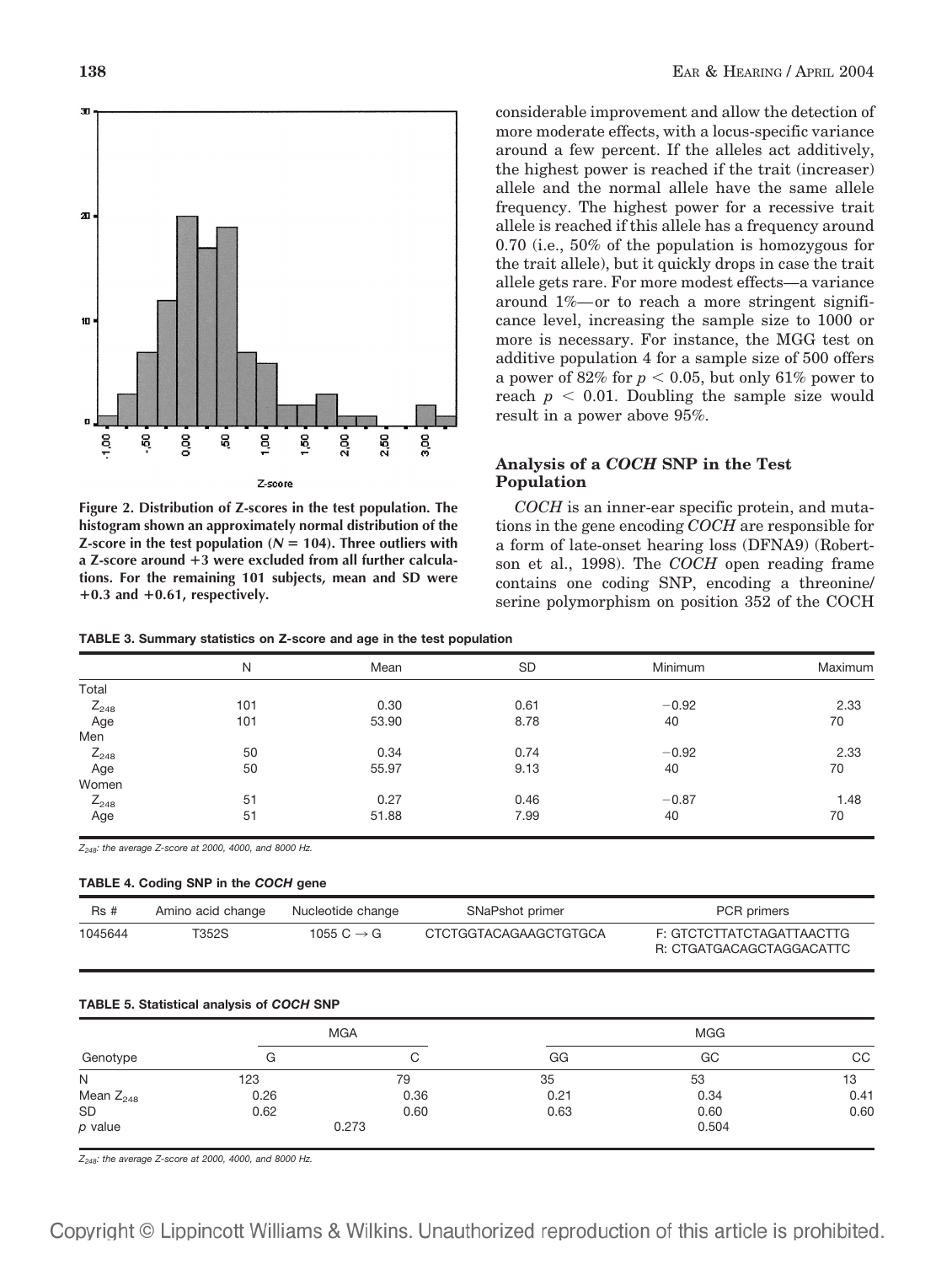Figure 2. Distribution of Z-scores in the test population. The histogram shown an approximately normal distribution of the Z-score in the test population ($N = 104$). Three outliers with a Z-score around +3 were excluded from all further calculations. For the remaining 101 subjects, mean and SD were +0.3 and +0.61, respectively.

considerable improvement and allow the detection of more moderate effects, with a locus-specific variance around a few percent. If the alleles act additively, the highest power is reached if the trait (increaser) allele and the normal allele have the same allele frequency. The highest power for a recessive trait allele is reached if this allele has a frequency around 0.70 (i.e., 50% of the population is homozygous for the trait allele), but it quickly drops in case the trait allele gets rare. For more modest effects—a variance around 1%—or to reach a more stringent significance level, increasing the sample size to 1000 or more is necessary. For instance, the MGG test on additive population 4 for a sample size of 500 offers a power of 82% for $p < 0.05$, but only 61% power to reach $p < 0.01$. Doubling the sample size would result in a power above 95%.

### Analysis of a *COCH* SNP in the Test Population

*COCH* is an inner-ear specific protein, and mutations in the gene encoding *COCH* are responsible for a form of late-onset hearing loss (DFNA9) (Robertson et al., 1998). The *COCH* open reading frame contains one coding SNP, encoding a threonine/serine polymorphism on position 352 of the COCH

**TABLE 3. Summary statistics on Z-score and age in the test population**

| | N | Mean | SD | Minimum | Maximum |
|---|---|---|---|---|---|
| Total | | | | | |
| $Z_{248}$ | 101 | 0.30 | 0.61 | −0.92 | 2.33 |
| Age | 101 | 53.90 | 8.78 | 40 | 70 |
| Men | | | | | |
| $Z_{248}$ | 50 | 0.34 | 0.74 | −0.92 | 2.33 |
| Age | 50 | 55.97 | 9.13 | 40 | 70 |
| Women | | | | | |
| $Z_{248}$ | 51 | 0.27 | 0.46 | −0.87 | 1.48 |
| Age | 51 | 51.88 | 7.99 | 40 | 70 |

*$Z_{248}$: the average Z-score at 2000, 4000, and 8000 Hz.*

**TABLE 4. Coding SNP in the *COCH* gene**

| Rs # | Amino acid change | Nucleotide change | SNaPshot primer | PCR primers |
|---|---|---|---|---|
| 1045644 | T352S | 1055 C → G | CTCTGGTACAGAAGCTGTGCA | F: GTCTCTTATCTAGATTAACTTG<br>R: CTGATGACAGCTAGGACATTC |

**TABLE 5. Statistical analysis of *COCH* SNP**

| | MGA | | MGG | | |
|---|---|---|---|---|---|
| Genotype | G | C | GG | GC | CC |
| N | 123 | 79 | 35 | 53 | 13 |
| Mean $Z_{248}$ | 0.26 | 0.36 | 0.21 | 0.34 | 0.41 |
| SD | 0.62 | 0.60 | 0.63 | 0.60 | 0.60 |
| *p* value | 0.273 | | | 0.504 | |

*$Z_{248}$: the average Z-score at 2000, 4000, and 8000 Hz.*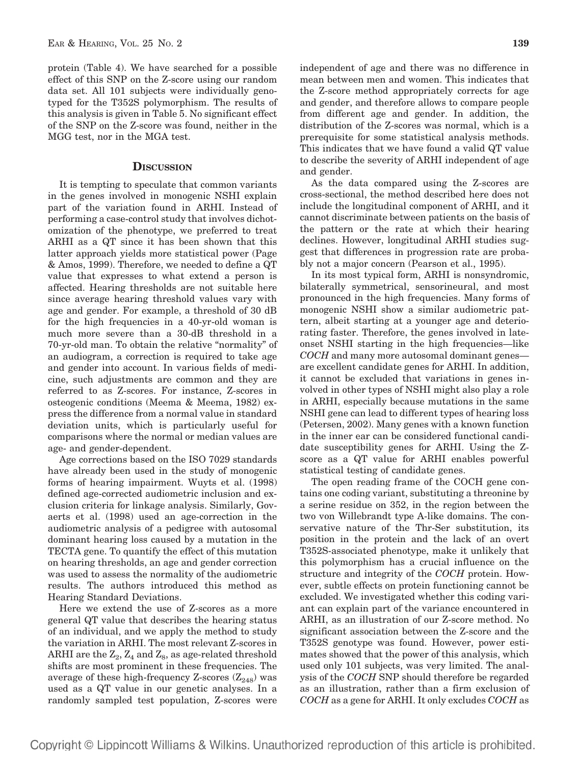protein (Table 4). We have searched for a possible effect of this SNP on the Z-score using our random data set. All 101 subjects were individually genotyped for the T352S polymorphism. The results of this analysis is given in Table 5. No significant effect of the SNP on the Z-score was found, neither in the MGG test, nor in the MGA test.

## Discussion

It is tempting to speculate that common variants in the genes involved in monogenic NSHI explain part of the variation found in ARHI. Instead of performing a case-control study that involves dichotomization of the phenotype, we preferred to treat ARHI as a QT since it has been shown that this latter approach yields more statistical power (Page & Amos, 1999). Therefore, we needed to define a QT value that expresses to what extend a person is affected. Hearing thresholds are not suitable here since average hearing threshold values vary with age and gender. For example, a threshold of 30 dB for the high frequencies in a 40-yr-old woman is much more severe than a 30-dB threshold in a 70-yr-old man. To obtain the relative "normality" of an audiogram, a correction is required to take age and gender into account. In various fields of medicine, such adjustments are common and they are referred to as Z-scores. For instance, Z-scores in osteogenic conditions (Meema & Meema, 1982) express the difference from a normal value in standard deviation units, which is particularly useful for comparisons where the normal or median values are age- and gender-dependent.

Age corrections based on the ISO 7029 standards have already been used in the study of monogenic forms of hearing impairment. Wuyts et al. (1998) defined age-corrected audiometric inclusion and exclusion criteria for linkage analysis. Similarly, Govaerts et al. (1998) used an age-correction in the audiometric analysis of a pedigree with autosomal dominant hearing loss caused by a mutation in the TECTA gene. To quantify the effect of this mutation on hearing thresholds, an age and gender correction was used to assess the normality of the audiometric results. The authors introduced this method as Hearing Standard Deviations.

Here we extend the use of Z-scores as a more general QT value that describes the hearing status of an individual, and we apply the method to study the variation in ARHI. The most relevant Z-scores in ARHI are the $Z_2$, $Z_4$ and $Z_8$, as age-related threshold shifts are most prominent in these frequencies. The average of these high-frequency Z-scores ($Z_{248}$) was used as a QT value in our genetic analyses. In a randomly sampled test population, Z-scores were independent of age and there was no difference in mean between men and women. This indicates that the Z-score method appropriately corrects for age and gender, and therefore allows to compare people from different age and gender. In addition, the distribution of the Z-scores was normal, which is a prerequisite for some statistical analysis methods. This indicates that we have found a valid QT value to describe the severity of ARHI independent of age and gender.

As the data compared using the Z-scores are cross-sectional, the method described here does not include the longitudinal component of ARHI, and it cannot discriminate between patients on the basis of the pattern or the rate at which their hearing declines. However, longitudinal ARHI studies suggest that differences in progression rate are probably not a major concern (Pearson et al., 1995).

In its most typical form, ARHI is nonsyndromic, bilaterally symmetrical, sensorineural, and most pronounced in the high frequencies. Many forms of monogenic NSHI show a similar audiometric pattern, albeit starting at a younger age and deteriorating faster. Therefore, the genes involved in late-onset NSHI starting in the high frequencies—like *COCH* and many more autosomal dominant genes—are excellent candidate genes for ARHI. In addition, it cannot be excluded that variations in genes involved in other types of NSHI might also play a role in ARHI, especially because mutations in the same NSHI gene can lead to different types of hearing loss (Petersen, 2002). Many genes with a known function in the inner ear can be considered functional candidate susceptibility genes for ARHI. Using the Z-score as a QT value for ARHI enables powerful statistical testing of candidate genes.

The open reading frame of the COCH gene contains one coding variant, substituting a threonine by a serine residue on 352, in the region between the two von Willebrandt type A-like domains. The conservative nature of the Thr-Ser substitution, its position in the protein and the lack of an overt T352S-associated phenotype, make it unlikely that this polymorphism has a crucial influence on the structure and integrity of the *COCH* protein. However, subtle effects on protein functioning cannot be excluded. We investigated whether this coding variant can explain part of the variance encountered in ARHI, as an illustration of our Z-score method. No significant association between the Z-score and the T352S genotype was found. However, power estimates showed that the power of this analysis, which used only 101 subjects, was very limited. The analysis of the *COCH* SNP should therefore be regarded as an illustration, rather than a firm exclusion of *COCH* as a gene for ARHI. It only excludes *COCH* as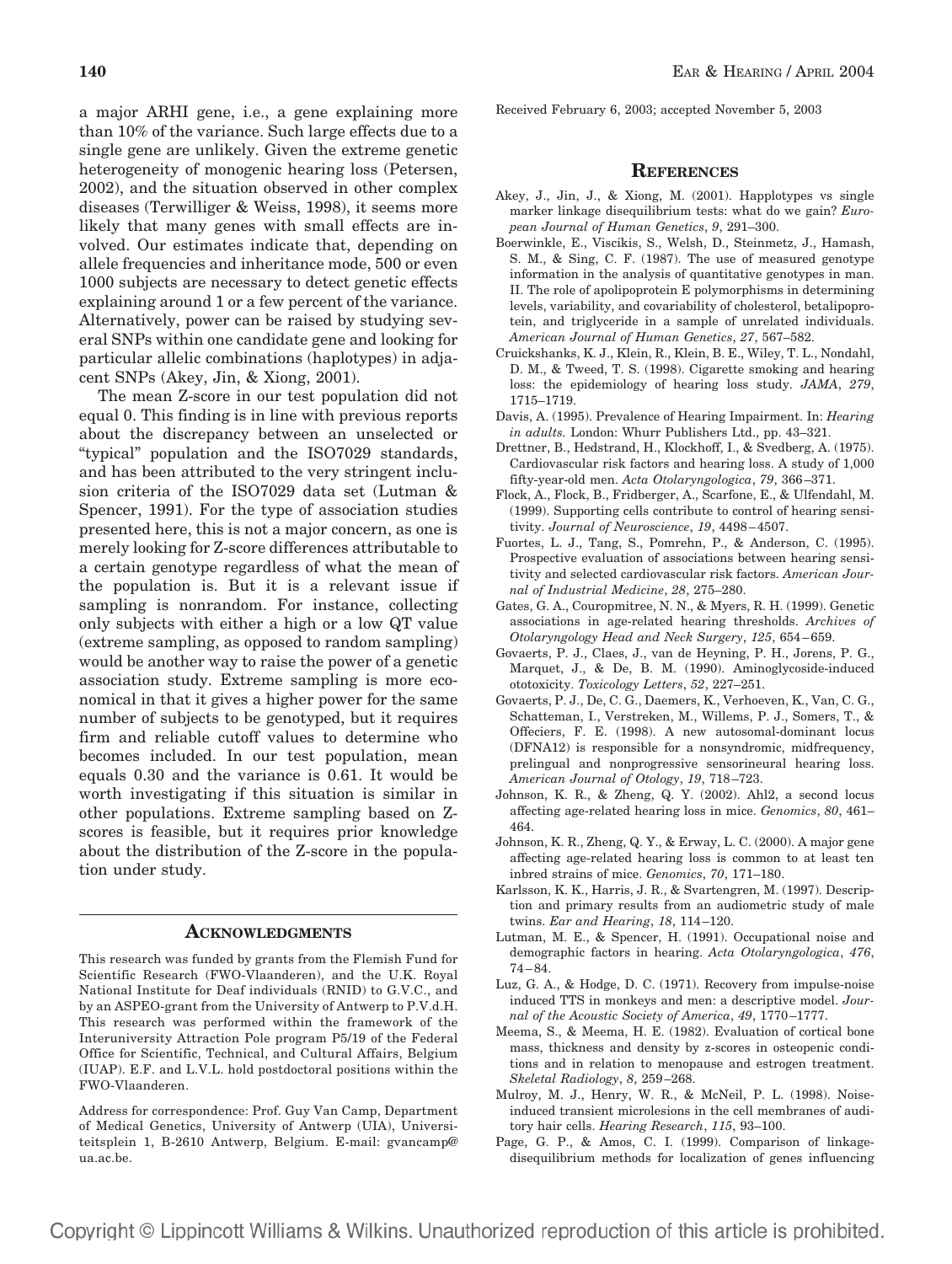a major ARHI gene, i.e., a gene explaining more than 10% of the variance. Such large effects due to a single gene are unlikely. Given the extreme genetic heterogeneity of monogenic hearing loss (Petersen, 2002), and the situation observed in other complex diseases (Terwilliger & Weiss, 1998), it seems more likely that many genes with small effects are involved. Our estimates indicate that, depending on allele frequencies and inheritance mode, 500 or even 1000 subjects are necessary to detect genetic effects explaining around 1 or a few percent of the variance. Alternatively, power can be raised by studying several SNPs within one candidate gene and looking for particular allelic combinations (haplotypes) in adjacent SNPs (Akey, Jin, & Xiong, 2001).

The mean Z-score in our test population did not equal 0. This finding is in line with previous reports about the discrepancy between an unselected or "typical" population and the ISO7029 standards, and has been attributed to the very stringent inclusion criteria of the ISO7029 data set (Lutman & Spencer, 1991). For the type of association studies presented here, this is not a major concern, as one is merely looking for Z-score differences attributable to a certain genotype regardless of what the mean of the population is. But it is a relevant issue if sampling is nonrandom. For instance, collecting only subjects with either a high or a low QT value (extreme sampling, as opposed to random sampling) would be another way to raise the power of a genetic association study. Extreme sampling is more economical in that it gives a higher power for the same number of subjects to be genotyped, but it requires firm and reliable cutoff values to determine who becomes included. In our test population, mean equals 0.30 and the variance is 0.61. It would be worth investigating if this situation is similar in other populations. Extreme sampling based on Z-scores is feasible, but it requires prior knowledge about the distribution of the Z-score in the population under study.

## ACKNOWLEDGMENTS

This research was funded by grants from the Flemish Fund for Scientific Research (FWO-Vlaanderen), and the U.K. Royal National Institute for Deaf individuals (RNID) to G.V.C., and by an ASPEO-grant from the University of Antwerp to P.V.d.H. This research was performed within the framework of the Interuniversity Attraction Pole program P5/19 of the Federal Office for Scientific, Technical, and Cultural Affairs, Belgium (IUAP). E.F. and L.V.L. hold postdoctoral positions within the FWO-Vlaanderen.

Address for correspondence: Prof. Guy Van Camp, Department of Medical Genetics, University of Antwerp (UIA), Universiteitsplein 1, B-2610 Antwerp, Belgium. E-mail: gvancamp@ua.ac.be.

Received February 6, 2003; accepted November 5, 2003

## REFERENCES

Akey, J., Jin, J., & Xiong, M. (2001). Happlotypes vs single marker linkage disequilibrium tests: what do we gain? *European Journal of Human Genetics*, *9*, 291–300.

Boerwinkle, E., Viscikis, S., Welsh, D., Steinmetz, J., Hamash, S. M., & Sing, C. F. (1987). The use of measured genotype information in the analysis of quantitative genotypes in man. II. The role of apolipoprotein E polymorphisms in determining levels, variability, and covariability of cholesterol, betalipoprotein, and triglyceride in a sample of unrelated individuals. *American Journal of Human Genetics*, *27*, 567–582.

Cruickshanks, K. J., Klein, R., Klein, B. E., Wiley, T. L., Nondahl, D. M., & Tweed, T. S. (1998). Cigarette smoking and hearing loss: the epidemiology of hearing loss study. *JAMA*, *279*, 1715–1719.

Davis, A. (1995). Prevalence of Hearing Impairment. In: *Hearing in adults.* London: Whurr Publishers Ltd., pp. 43–321.

Drettner, B., Hedstrand, H., Klockhoff, I., & Svedberg, A. (1975). Cardiovascular risk factors and hearing loss. A study of 1,000 fifty-year-old men. *Acta Otolaryngologica*, *79*, 366–371.

Flock, A., Flock, B., Fridberger, A., Scarfone, E., & Ulfendahl, M. (1999). Supporting cells contribute to control of hearing sensitivity. *Journal of Neuroscience*, *19*, 4498–4507.

Fuortes, L. J., Tang, S., Pomrehn, P., & Anderson, C. (1995). Prospective evaluation of associations between hearing sensitivity and selected cardiovascular risk factors. *American Journal of Industrial Medicine*, *28*, 275–280.

Gates, G. A., Couropmitree, N. N., & Myers, R. H. (1999). Genetic associations in age-related hearing thresholds. *Archives of Otolaryngology Head and Neck Surgery*, *125*, 654–659.

Govaerts, P. J., Claes, J., van de Heyning, P. H., Jorens, P. G., Marquet, J., & De, B. M. (1990). Aminoglycoside-induced ototoxicity. *Toxicology Letters*, *52*, 227–251.

Govaerts, P. J., De, C. G., Daemers, K., Verhoeven, K., Van, C. G., Schatteman, I., Verstreken, M., Willems, P. J., Somers, T., & Offeciers, F. E. (1998). A new autosomal-dominant locus (DFNA12) is responsible for a nonsyndromic, midfrequency, prelingual and nonprogressive sensorineural hearing loss. *American Journal of Otology*, *19*, 718–723.

Johnson, K. R., & Zheng, Q. Y. (2002). Ahl2, a second locus affecting age-related hearing loss in mice. *Genomics*, *80*, 461–464.

Johnson, K. R., Zheng, Q. Y., & Erway, L. C. (2000). A major gene affecting age-related hearing loss is common to at least ten inbred strains of mice. *Genomics*, *70*, 171–180.

Karlsson, K. K., Harris, J. R., & Svartengren, M. (1997). Description and primary results from an audiometric study of male twins. *Ear and Hearing*, *18*, 114–120.

Lutman, M. E., & Spencer, H. (1991). Occupational noise and demographic factors in hearing. *Acta Otolaryngologica*, *476*, 74–84.

Luz, G. A., & Hodge, D. C. (1971). Recovery from impulse-noise induced TTS in monkeys and men: a descriptive model. *Journal of the Acoustic Society of America*, *49*, 1770–1777.

Meema, S., & Meema, H. E. (1982). Evaluation of cortical bone mass, thickness and density by z-scores in osteopenic conditions and in relation to menopause and estrogen treatment. *Skeletal Radiology*, *8*, 259–268.

Mulroy, M. J., Henry, W. R., & McNeil, P. L. (1998). Noise-induced transient microlesions in the cell membranes of auditory hair cells. *Hearing Research*, *115*, 93–100.

Page, G. P., & Amos, C. I. (1999). Comparison of linkage-disequilibrium methods for localization of genes influencing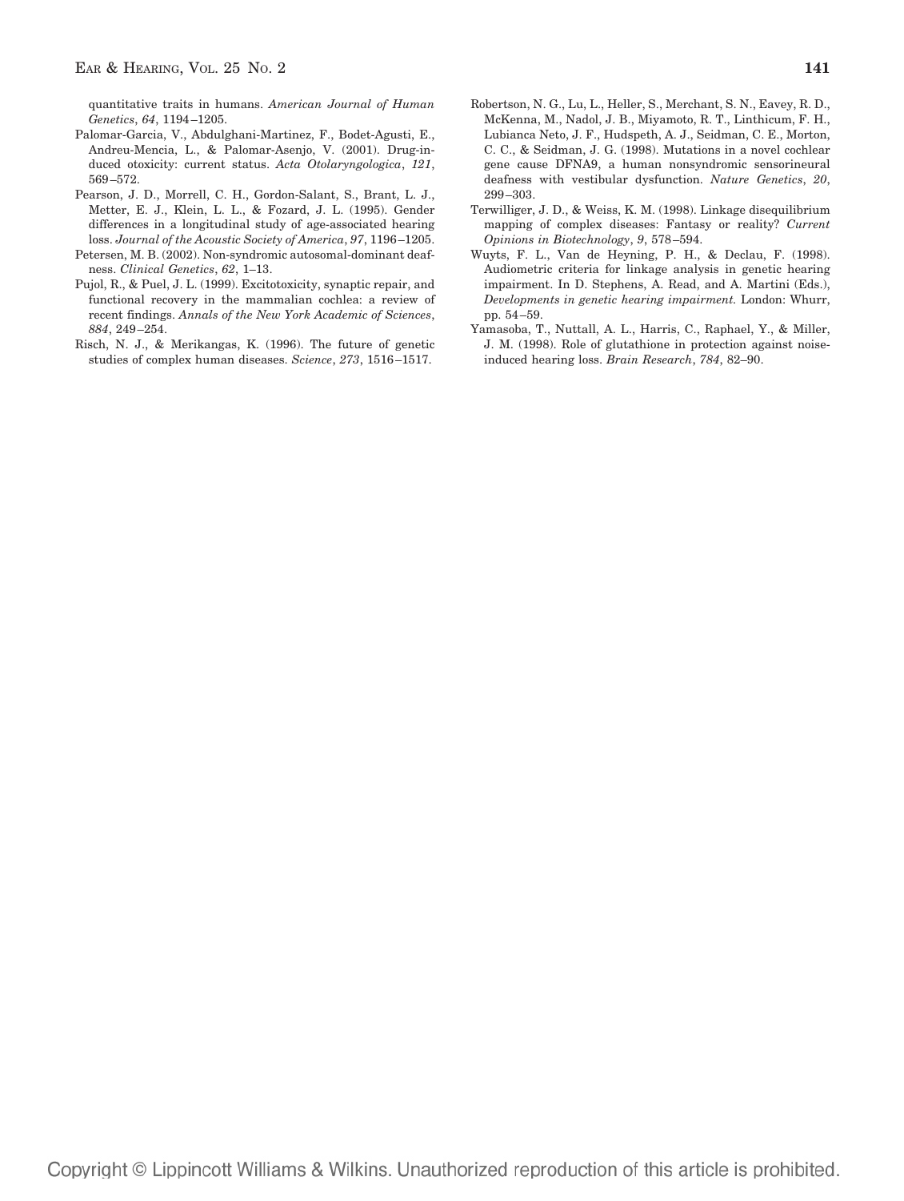quantitative traits in humans. *American Journal of Human Genetics*, *64*, 1194–1205.

Palomar-Garcia, V., Abdulghani-Martinez, F., Bodet-Agusti, E., Andreu-Mencia, L., & Palomar-Asenjo, V. (2001). Drug-induced otoxicity: current status. *Acta Otolaryngologica*, *121*, 569–572.

Pearson, J. D., Morrell, C. H., Gordon-Salant, S., Brant, L. J., Metter, E. J., Klein, L. L., & Fozard, J. L. (1995). Gender differences in a longitudinal study of age-associated hearing loss. *Journal of the Acoustic Society of America*, *97*, 1196–1205.

Petersen, M. B. (2002). Non-syndromic autosomal-dominant deafness. *Clinical Genetics*, *62*, 1–13.

Pujol, R., & Puel, J. L. (1999). Excitotoxicity, synaptic repair, and functional recovery in the mammalian cochlea: a review of recent findings. *Annals of the New York Academic of Sciences*, *884*, 249–254.

Risch, N. J., & Merikangas, K. (1996). The future of genetic studies of complex human diseases. *Science*, *273*, 1516–1517.

Robertson, N. G., Lu, L., Heller, S., Merchant, S. N., Eavey, R. D., McKenna, M., Nadol, J. B., Miyamoto, R. T., Linthicum, F. H., Lubianca Neto, J. F., Hudspeth, A. J., Seidman, C. E., Morton, C. C., & Seidman, J. G. (1998). Mutations in a novel cochlear gene cause DFNA9, a human nonsyndromic sensorineural deafness with vestibular dysfunction. *Nature Genetics*, *20*, 299–303.

Terwilliger, J. D., & Weiss, K. M. (1998). Linkage disequilibrium mapping of complex diseases: Fantasy or reality? *Current Opinions in Biotechnology*, *9*, 578–594.

Wuyts, F. L., Van de Heyning, P. H., & Declau, F. (1998). Audiometric criteria for linkage analysis in genetic hearing impairment. In D. Stephens, A. Read, and A. Martini (Eds.), *Developments in genetic hearing impairment.* London: Whurr, pp. 54–59.

Yamasoba, T., Nuttall, A. L., Harris, C., Raphael, Y., & Miller, J. M. (1998). Role of glutathione in protection against noise-induced hearing loss. *Brain Research*, *784*, 82–90.